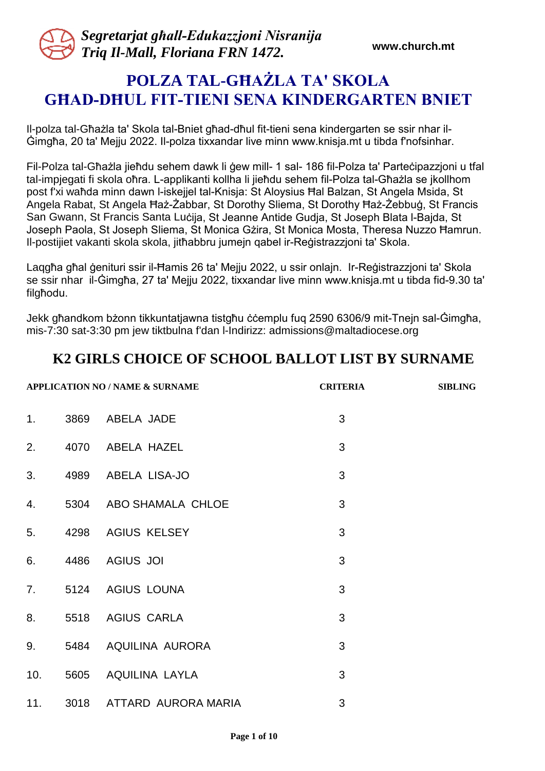*Segretarjat għall-Edukazzjoni Nisranija*
*Triq Il-Mall, Floriana FRN 1472.*

www.church.mt

# POLZA TAL-GĦAŻLA TA' SKOLA
# GĦAD-DĦUL FIT-TIENI SENA KINDERGARTEN BNIET

Il-polza tal-Għażla ta' Skola tal-Bniet għad-dħul fit-tieni sena kindergarten se ssir nhar il-Ġimgħa, 20 ta' Mejju 2022. Il-polza tixxandar live minn www.knisja.mt u tibda f'nofsinhar.

Fil-Polza tal-Għażla jieħdu sehem dawk li ġew mill- 1 sal- 186 fil-Polza ta' Parteċipazzjoni u tfal tal-impjegati fi skola oħra. L-applikanti kollha li jieħdu sehem fil-Polza tal-Għażla se jkollhom post f'xi waħda minn dawn l-iskejjel tal-Knisja: St Aloysius Ħal Balzan, St Angela Msida, St Angela Rabat, St Angela Ħaż-Żabbar, St Dorothy Sliema, St Dorothy Ħaż-Żebbuġ, St Francis San Gwann, St Francis Santa Luċija, St Jeanne Antide Gudja, St Joseph Blata l-Bajda, St Joseph Paola, St Joseph Sliema, St Monica Gżira, St Monica Mosta, Theresa Nuzzo Ħamrun. Il-postijiet vakanti skola skola, jitħabbru jumejn qabel ir-Reġistrazzjoni ta' Skola.

Laqgħa għal ġenituri ssir il-Ħamis 26 ta' Mejju 2022, u ssir onlajn. Ir-Reġistrazzjoni ta' Skola se ssir nhar il-Ġimgħa, 27 ta' Mejju 2022, tixxandar live minn www.knisja.mt u tibda fid-9.30 ta' filgħodu.

Jekk għandkom bżonn tikkuntatjawna tistgħu ċċemplu fuq 2590 6306/9 mit-Tnejn sal-Ġimgħa, mis-7:30 sat-3:30 pm jew tiktbulna f'dan l-Indirizz: admissions@maltadiocese.org

## K2 GIRLS CHOICE OF SCHOOL BALLOT LIST BY SURNAME

| | APPLICATION NO / NAME & SURNAME | | CRITERIA | SIBLING |
|---|---|---|---|---|
| 1. | 3869 | ABELA JADE | 3 | |
| 2. | 4070 | ABELA HAZEL | 3 | |
| 3. | 4989 | ABELA LISA-JO | 3 | |
| 4. | 5304 | ABO SHAMALA CHLOE | 3 | |
| 5. | 4298 | AGIUS KELSEY | 3 | |
| 6. | 4486 | AGIUS JOI | 3 | |
| 7. | 5124 | AGIUS LOUNA | 3 | |
| 8. | 5518 | AGIUS CARLA | 3 | |
| 9. | 5484 | AQUILINA AURORA | 3 | |
| 10. | 5605 | AQUILINA LAYLA | 3 | |
| 11. | 3018 | ATTARD AURORA MARIA | 3 | |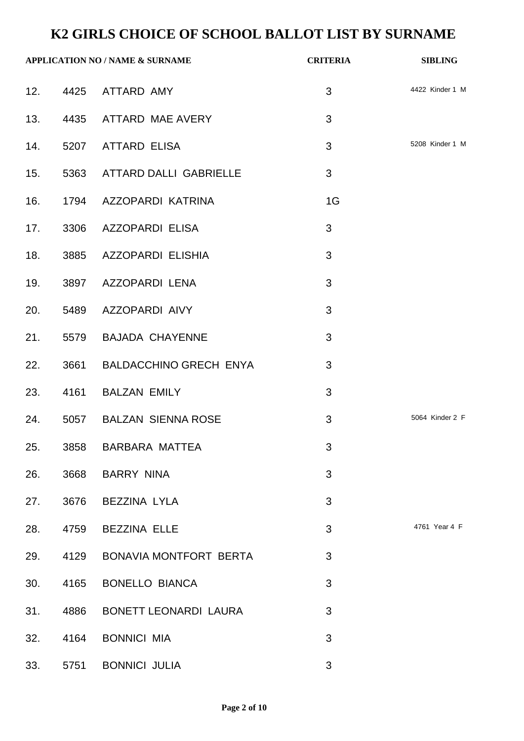# K2 GIRLS CHOICE OF SCHOOL BALLOT LIST BY SURNAME

| | APPLICATION NO / NAME & SURNAME | | CRITERIA | SIBLING |
|---|---|---|---|---|
| 12. | 4425 | ATTARD AMY | 3 | 4422 Kinder 1 M |
| 13. | 4435 | ATTARD MAE AVERY | 3 | |
| 14. | 5207 | ATTARD ELISA | 3 | 5208 Kinder 1 M |
| 15. | 5363 | ATTARD DALLI GABRIELLE | 3 | |
| 16. | 1794 | AZZOPARDI KATRINA | 1G | |
| 17. | 3306 | AZZOPARDI ELISA | 3 | |
| 18. | 3885 | AZZOPARDI ELISHIA | 3 | |
| 19. | 3897 | AZZOPARDI LENA | 3 | |
| 20. | 5489 | AZZOPARDI AIVY | 3 | |
| 21. | 5579 | BAJADA CHAYENNE | 3 | |
| 22. | 3661 | BALDACCHINO GRECH ENYA | 3 | |
| 23. | 4161 | BALZAN EMILY | 3 | |
| 24. | 5057 | BALZAN SIENNA ROSE | 3 | 5064 Kinder 2 F |
| 25. | 3858 | BARBARA MATTEA | 3 | |
| 26. | 3668 | BARRY NINA | 3 | |
| 27. | 3676 | BEZZINA LYLA | 3 | |
| 28. | 4759 | BEZZINA ELLE | 3 | 4761 Year 4 F |
| 29. | 4129 | BONAVIA MONTFORT BERTA | 3 | |
| 30. | 4165 | BONELLO BIANCA | 3 | |
| 31. | 4886 | BONETT LEONARDI LAURA | 3 | |
| 32. | 4164 | BONNICI MIA | 3 | |
| 33. | 5751 | BONNICI JULIA | 3 | |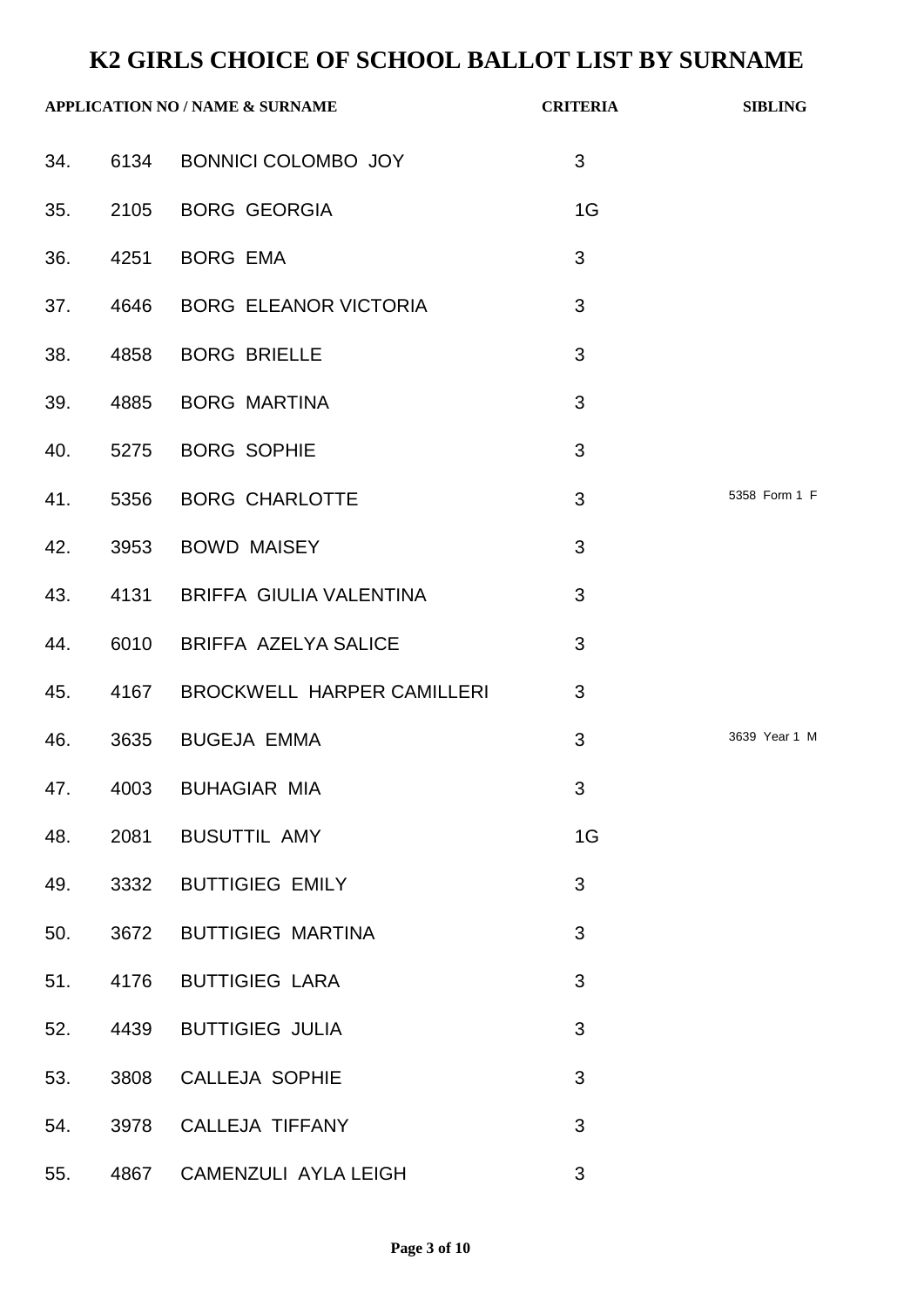# K2 GIRLS CHOICE OF SCHOOL BALLOT LIST BY SURNAME

| | APPLICATION NO / NAME & SURNAME | | CRITERIA | SIBLING |
|---|---|---|---|---|
| 34. | 6134 | BONNICI COLOMBO JOY | 3 | |
| 35. | 2105 | BORG GEORGIA | 1G | |
| 36. | 4251 | BORG EMA | 3 | |
| 37. | 4646 | BORG ELEANOR VICTORIA | 3 | |
| 38. | 4858 | BORG BRIELLE | 3 | |
| 39. | 4885 | BORG MARTINA | 3 | |
| 40. | 5275 | BORG SOPHIE | 3 | |
| 41. | 5356 | BORG CHARLOTTE | 3 | 5358 Form 1 F |
| 42. | 3953 | BOWD MAISEY | 3 | |
| 43. | 4131 | BRIFFA GIULIA VALENTINA | 3 | |
| 44. | 6010 | BRIFFA AZELYA SALICE | 3 | |
| 45. | 4167 | BROCKWELL HARPER CAMILLERI | 3 | |
| 46. | 3635 | BUGEJA EMMA | 3 | 3639 Year 1 M |
| 47. | 4003 | BUHAGIAR MIA | 3 | |
| 48. | 2081 | BUSUTTIL AMY | 1G | |
| 49. | 3332 | BUTTIGIEG EMILY | 3 | |
| 50. | 3672 | BUTTIGIEG MARTINA | 3 | |
| 51. | 4176 | BUTTIGIEG LARA | 3 | |
| 52. | 4439 | BUTTIGIEG JULIA | 3 | |
| 53. | 3808 | CALLEJA SOPHIE | 3 | |
| 54. | 3978 | CALLEJA TIFFANY | 3 | |
| 55. | 4867 | CAMENZULI AYLA LEIGH | 3 | |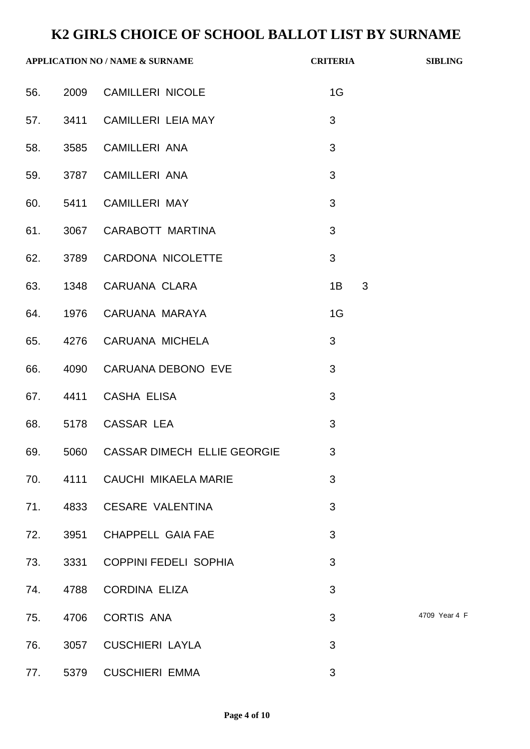# K2 GIRLS CHOICE OF SCHOOL BALLOT LIST BY SURNAME

| APPLICATION NO / NAME & SURNAME | | | CRITERIA | | SIBLING |
|---|---|---|---|---|---|
| 56. | 2009 | CAMILLERI NICOLE | 1G | | |
| 57. | 3411 | CAMILLERI LEIA MAY | 3 | | |
| 58. | 3585 | CAMILLERI ANA | 3 | | |
| 59. | 3787 | CAMILLERI ANA | 3 | | |
| 60. | 5411 | CAMILLERI MAY | 3 | | |
| 61. | 3067 | CARABOTT MARTINA | 3 | | |
| 62. | 3789 | CARDONA NICOLETTE | 3 | | |
| 63. | 1348 | CARUANA CLARA | 1B | 3 | |
| 64. | 1976 | CARUANA MARAYA | 1G | | |
| 65. | 4276 | CARUANA MICHELA | 3 | | |
| 66. | 4090 | CARUANA DEBONO EVE | 3 | | |
| 67. | 4411 | CASHA ELISA | 3 | | |
| 68. | 5178 | CASSAR LEA | 3 | | |
| 69. | 5060 | CASSAR DIMECH ELLIE GEORGIE | 3 | | |
| 70. | 4111 | CAUCHI MIKAELA MARIE | 3 | | |
| 71. | 4833 | CESARE VALENTINA | 3 | | |
| 72. | 3951 | CHAPPELL GAIA FAE | 3 | | |
| 73. | 3331 | COPPINI FEDELI SOPHIA | 3 | | |
| 74. | 4788 | CORDINA ELIZA | 3 | | |
| 75. | 4706 | CORTIS ANA | 3 | | 4709 Year 4 F |
| 76. | 3057 | CUSCHIERI LAYLA | 3 | | |
| 77. | 5379 | CUSCHIERI EMMA | 3 | | |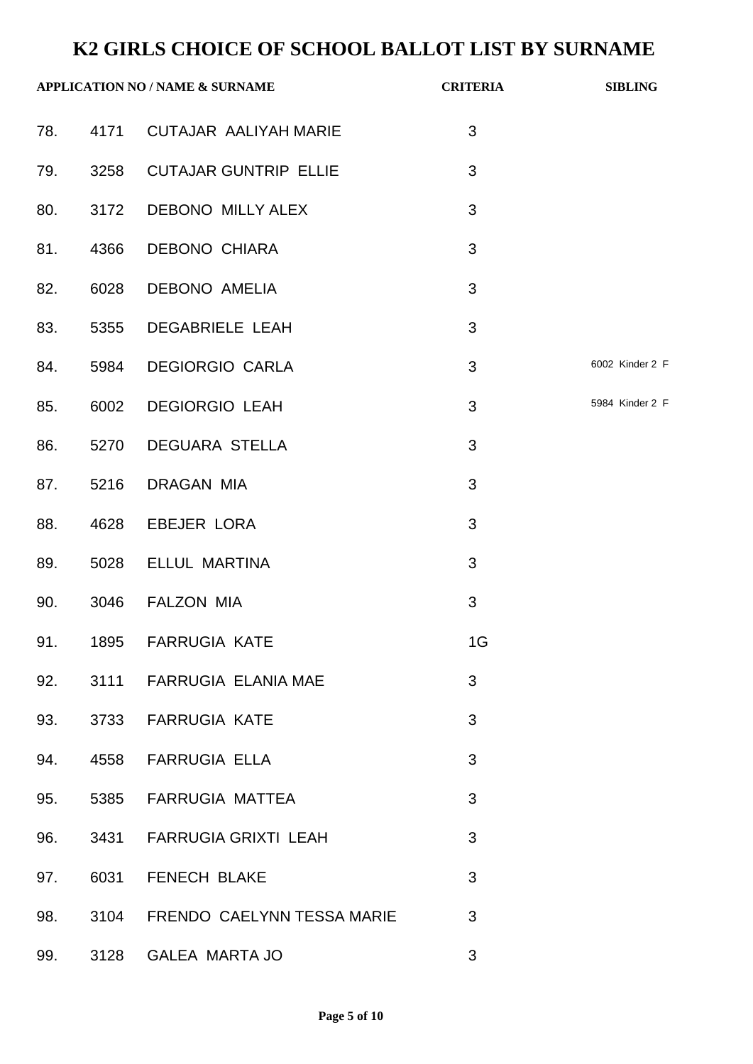# K2 GIRLS CHOICE OF SCHOOL BALLOT LIST BY SURNAME

| | APPLICATION NO / NAME & SURNAME | | CRITERIA | SIBLING |
|---|---|---|---|---|
| 78. | 4171 | CUTAJAR AALIYAH MARIE | 3 | |
| 79. | 3258 | CUTAJAR GUNTRIP ELLIE | 3 | |
| 80. | 3172 | DEBONO MILLY ALEX | 3 | |
| 81. | 4366 | DEBONO CHIARA | 3 | |
| 82. | 6028 | DEBONO AMELIA | 3 | |
| 83. | 5355 | DEGABRIELE LEAH | 3 | |
| 84. | 5984 | DEGIORGIO CARLA | 3 | 6002 Kinder 2 F |
| 85. | 6002 | DEGIORGIO LEAH | 3 | 5984 Kinder 2 F |
| 86. | 5270 | DEGUARA STELLA | 3 | |
| 87. | 5216 | DRAGAN MIA | 3 | |
| 88. | 4628 | EBEJER LORA | 3 | |
| 89. | 5028 | ELLUL MARTINA | 3 | |
| 90. | 3046 | FALZON MIA | 3 | |
| 91. | 1895 | FARRUGIA KATE | 1G | |
| 92. | 3111 | FARRUGIA ELANIA MAE | 3 | |
| 93. | 3733 | FARRUGIA KATE | 3 | |
| 94. | 4558 | FARRUGIA ELLA | 3 | |
| 95. | 5385 | FARRUGIA MATTEA | 3 | |
| 96. | 3431 | FARRUGIA GRIXTI LEAH | 3 | |
| 97. | 6031 | FENECH BLAKE | 3 | |
| 98. | 3104 | FRENDO CAELYNN TESSA MARIE | 3 | |
| 99. | 3128 | GALEA MARTA JO | 3 | |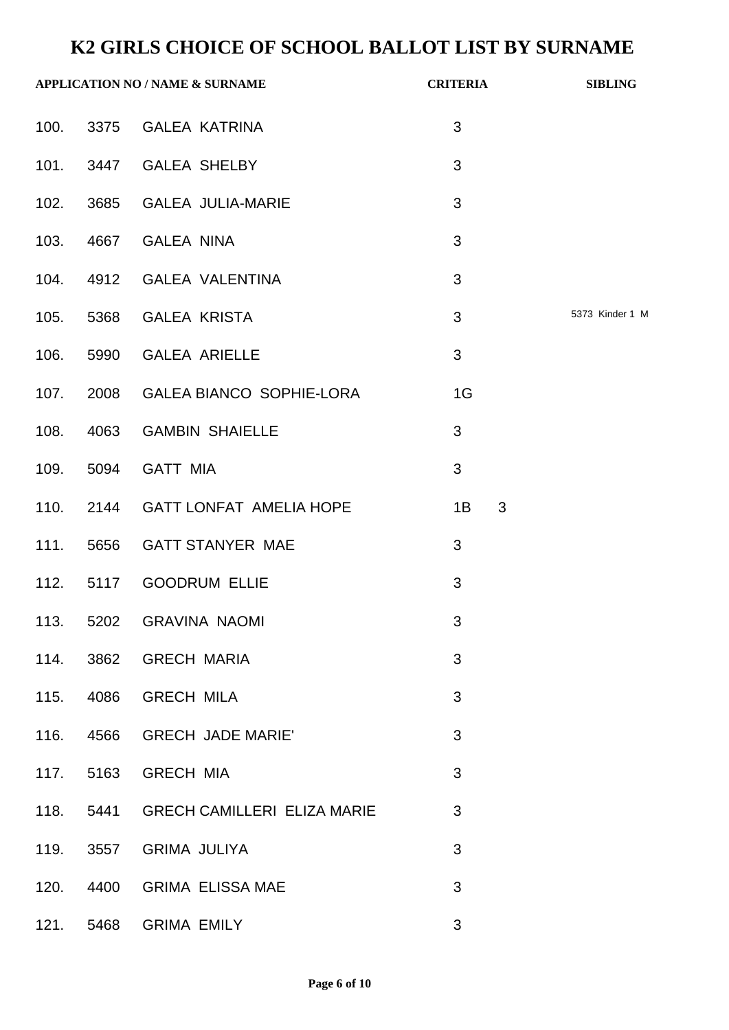# K2 GIRLS CHOICE OF SCHOOL BALLOT LIST BY SURNAME

| APPLICATION NO / NAME & SURNAME | | | CRITERIA | | SIBLING |
|---|---|---|---|---|---|
| 100. | 3375 | GALEA KATRINA | 3 | | |
| 101. | 3447 | GALEA SHELBY | 3 | | |
| 102. | 3685 | GALEA JULIA-MARIE | 3 | | |
| 103. | 4667 | GALEA NINA | 3 | | |
| 104. | 4912 | GALEA VALENTINA | 3 | | |
| 105. | 5368 | GALEA KRISTA | 3 | | 5373 Kinder 1 M |
| 106. | 5990 | GALEA ARIELLE | 3 | | |
| 107. | 2008 | GALEA BIANCO SOPHIE-LORA | 1G | | |
| 108. | 4063 | GAMBIN SHAIELLE | 3 | | |
| 109. | 5094 | GATT MIA | 3 | | |
| 110. | 2144 | GATT LONFAT AMELIA HOPE | 1B | 3 | |
| 111. | 5656 | GATT STANYER MAE | 3 | | |
| 112. | 5117 | GOODRUM ELLIE | 3 | | |
| 113. | 5202 | GRAVINA NAOMI | 3 | | |
| 114. | 3862 | GRECH MARIA | 3 | | |
| 115. | 4086 | GRECH MILA | 3 | | |
| 116. | 4566 | GRECH JADE MARIE' | 3 | | |
| 117. | 5163 | GRECH MIA | 3 | | |
| 118. | 5441 | GRECH CAMILLERI ELIZA MARIE | 3 | | |
| 119. | 3557 | GRIMA JULIYA | 3 | | |
| 120. | 4400 | GRIMA ELISSA MAE | 3 | | |
| 121. | 5468 | GRIMA EMILY | 3 | | |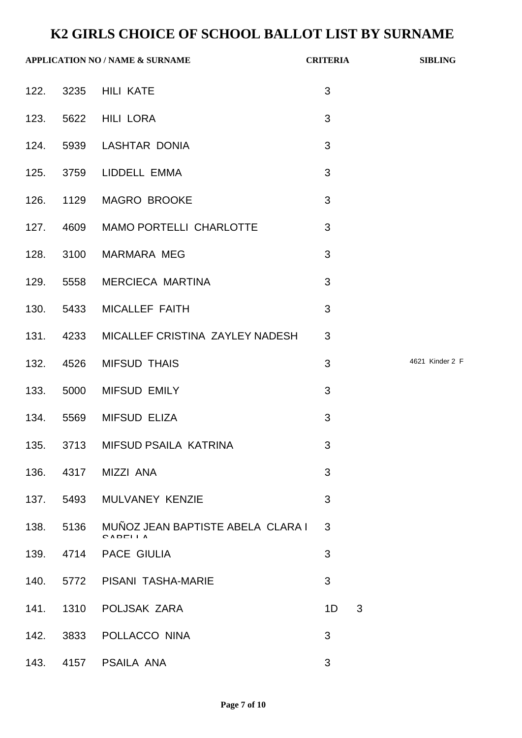# K2 GIRLS CHOICE OF SCHOOL BALLOT LIST BY SURNAME

| APPLICATION NO / NAME & SURNAME | | | CRITERIA | | SIBLING |
|---|---|---|---|---|---|
| 122. | 3235 | HILI KATE | 3 | | |
| 123. | 5622 | HILI LORA | 3 | | |
| 124. | 5939 | LASHTAR DONIA | 3 | | |
| 125. | 3759 | LIDDELL EMMA | 3 | | |
| 126. | 1129 | MAGRO BROOKE | 3 | | |
| 127. | 4609 | MAMO PORTELLI CHARLOTTE | 3 | | |
| 128. | 3100 | MARMARA MEG | 3 | | |
| 129. | 5558 | MERCIECA MARTINA | 3 | | |
| 130. | 5433 | MICALLEF FAITH | 3 | | |
| 131. | 4233 | MICALLEF CRISTINA ZAYLEY NADESH | 3 | | |
| 132. | 4526 | MIFSUD THAIS | 3 | | 4621 Kinder 2 F |
| 133. | 5000 | MIFSUD EMILY | 3 | | |
| 134. | 5569 | MIFSUD ELIZA | 3 | | |
| 135. | 3713 | MIFSUD PSAILA KATRINA | 3 | | |
| 136. | 4317 | MIZZI ANA | 3 | | |
| 137. | 5493 | MULVANEY KENZIE | 3 | | |
| 138. | 5136 | MUÑOZ JEAN BAPTISTE ABELA CLARA ISABELLA | 3 | | |
| 139. | 4714 | PACE GIULIA | 3 | | |
| 140. | 5772 | PISANI TASHA-MARIE | 3 | | |
| 141. | 1310 | POLJSAK ZARA | 1D | 3 | |
| 142. | 3833 | POLLACCO NINA | 3 | | |
| 143. | 4157 | PSAILA ANA | 3 | | |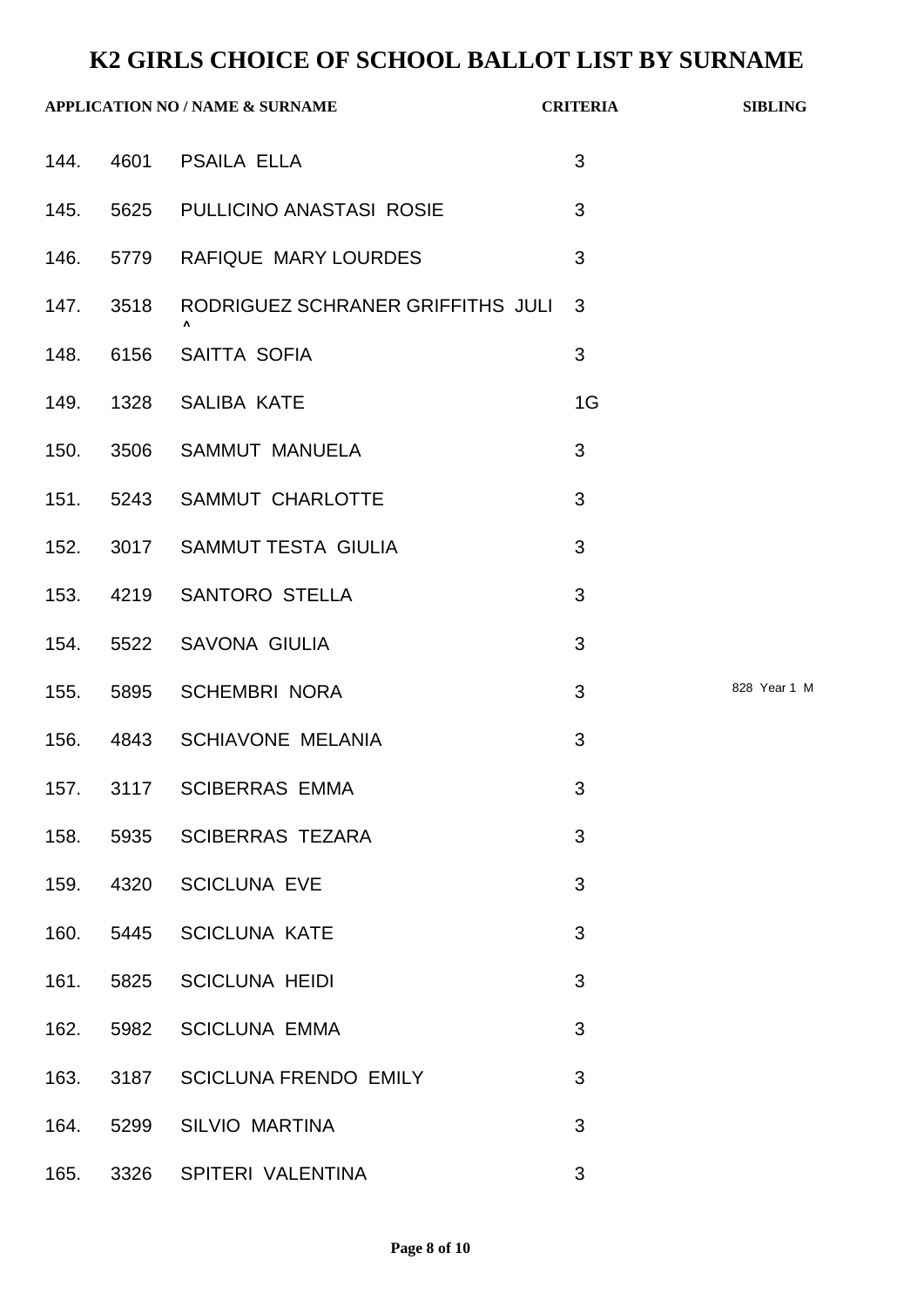# K2 GIRLS CHOICE OF SCHOOL BALLOT LIST BY SURNAME

| | APPLICATION NO / NAME & SURNAME | | CRITERIA | SIBLING |
|---|---|---|---|---|
| 144. | 4601 | PSAILA ELLA | 3 | |
| 145. | 5625 | PULLICINO ANASTASI ROSIE | 3 | |
| 146. | 5779 | RAFIQUE MARY LOURDES | 3 | |
| 147. | 3518 | RODRIGUEZ SCHRANER GRIFFITHS JULI ^ | 3 | |
| 148. | 6156 | SAITTA SOFIA | 3 | |
| 149. | 1328 | SALIBA KATE | 1G | |
| 150. | 3506 | SAMMUT MANUELA | 3 | |
| 151. | 5243 | SAMMUT CHARLOTTE | 3 | |
| 152. | 3017 | SAMMUT TESTA GIULIA | 3 | |
| 153. | 4219 | SANTORO STELLA | 3 | |
| 154. | 5522 | SAVONA GIULIA | 3 | |
| 155. | 5895 | SCHEMBRI NORA | 3 | 828 Year 1 M |
| 156. | 4843 | SCHIAVONE MELANIA | 3 | |
| 157. | 3117 | SCIBERRAS EMMA | 3 | |
| 158. | 5935 | SCIBERRAS TEZARA | 3 | |
| 159. | 4320 | SCICLUNA EVE | 3 | |
| 160. | 5445 | SCICLUNA KATE | 3 | |
| 161. | 5825 | SCICLUNA HEIDI | 3 | |
| 162. | 5982 | SCICLUNA EMMA | 3 | |
| 163. | 3187 | SCICLUNA FRENDO EMILY | 3 | |
| 164. | 5299 | SILVIO MARTINA | 3 | |
| 165. | 3326 | SPITERI VALENTINA | 3 | |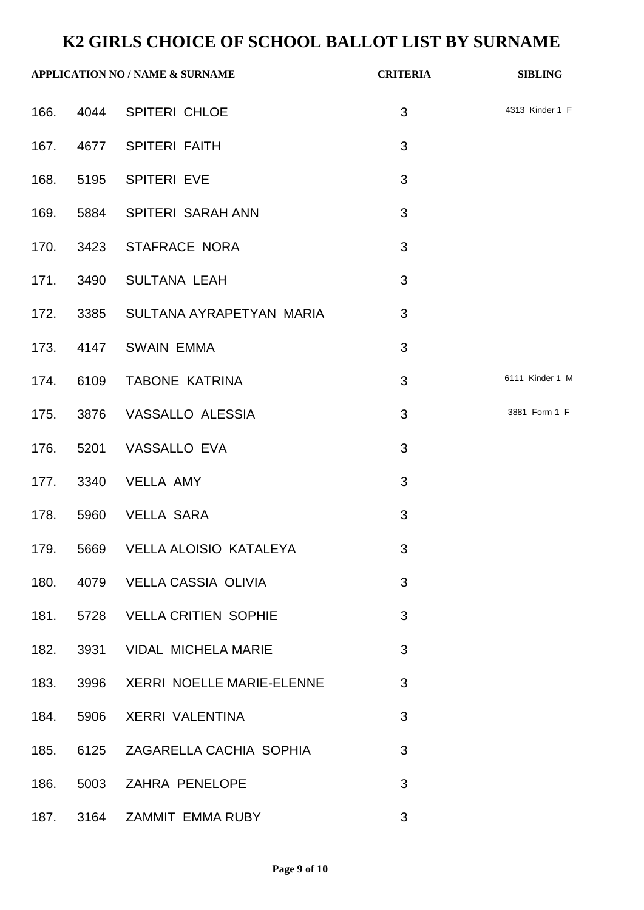# K2 GIRLS CHOICE OF SCHOOL BALLOT LIST BY SURNAME

| APPLICATION NO / NAME & SURNAME | | | CRITERIA | SIBLING |
|---|---|---|---|---|
| 166. | 4044 | SPITERI CHLOE | 3 | 4313 Kinder 1 F |
| 167. | 4677 | SPITERI FAITH | 3 | |
| 168. | 5195 | SPITERI EVE | 3 | |
| 169. | 5884 | SPITERI SARAH ANN | 3 | |
| 170. | 3423 | STAFRACE NORA | 3 | |
| 171. | 3490 | SULTANA LEAH | 3 | |
| 172. | 3385 | SULTANA AYRAPETYAN MARIA | 3 | |
| 173. | 4147 | SWAIN EMMA | 3 | |
| 174. | 6109 | TABONE KATRINA | 3 | 6111 Kinder 1 M |
| 175. | 3876 | VASSALLO ALESSIA | 3 | 3881 Form 1 F |
| 176. | 5201 | VASSALLO EVA | 3 | |
| 177. | 3340 | VELLA AMY | 3 | |
| 178. | 5960 | VELLA SARA | 3 | |
| 179. | 5669 | VELLA ALOISIO KATALEYA | 3 | |
| 180. | 4079 | VELLA CASSIA OLIVIA | 3 | |
| 181. | 5728 | VELLA CRITIEN SOPHIE | 3 | |
| 182. | 3931 | VIDAL MICHELA MARIE | 3 | |
| 183. | 3996 | XERRI NOELLE MARIE-ELENNE | 3 | |
| 184. | 5906 | XERRI VALENTINA | 3 | |
| 185. | 6125 | ZAGARELLA CACHIA SOPHIA | 3 | |
| 186. | 5003 | ZAHRA PENELOPE | 3 | |
| 187. | 3164 | ZAMMIT EMMA RUBY | 3 | |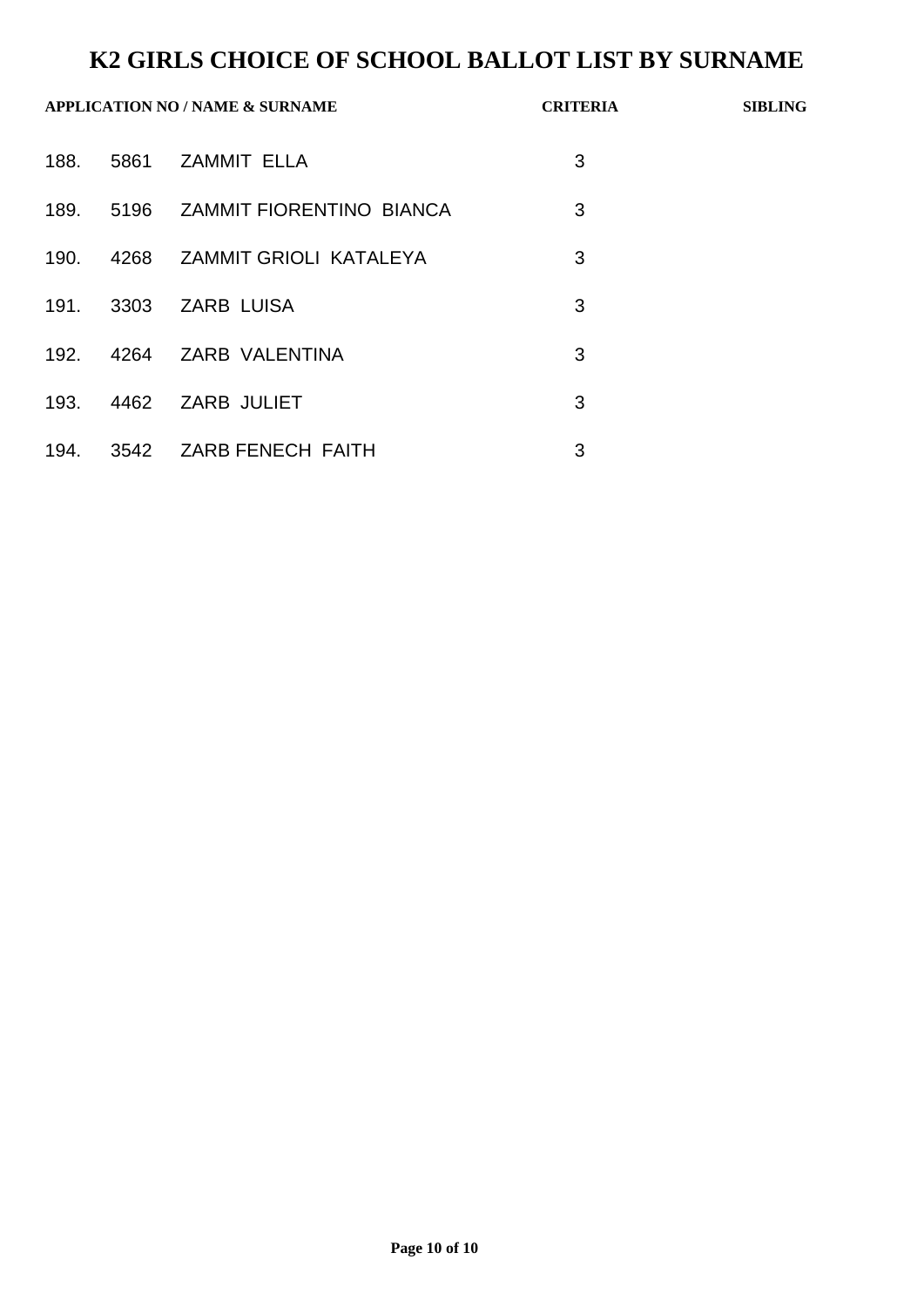# K2 GIRLS CHOICE OF SCHOOL BALLOT LIST BY SURNAME

| APPLICATION NO / NAME & SURNAME | | | CRITERIA | SIBLING |
|---|---|---|---|---|
| 188. | 5861 | ZAMMIT ELLA | 3 | |
| 189. | 5196 | ZAMMIT FIORENTINO BIANCA | 3 | |
| 190. | 4268 | ZAMMIT GRIOLI KATALEYA | 3 | |
| 191. | 3303 | ZARB LUISA | 3 | |
| 192. | 4264 | ZARB VALENTINA | 3 | |
| 193. | 4462 | ZARB JULIET | 3 | |
| 194. | 3542 | ZARB FENECH FAITH | 3 | |